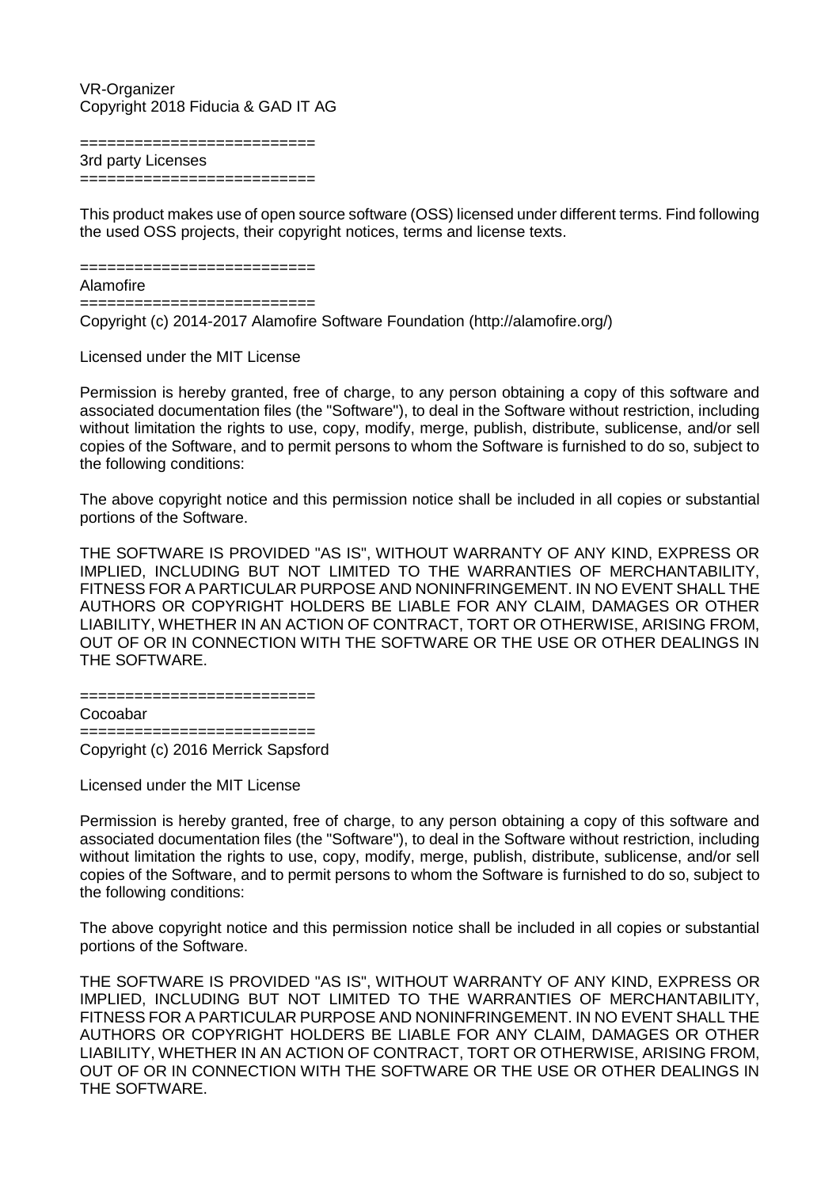VR-Organizer
Copyright 2018 Fiducia & GAD IT AG

=========================
3rd party Licenses
=========================

This product makes use of open source software (OSS) licensed under different terms. Find following the used OSS projects, their copyright notices, terms and license texts.

=========================
Alamofire
=========================
Copyright (c) 2014-2017 Alamofire Software Foundation (http://alamofire.org/)

Licensed under the MIT License

Permission is hereby granted, free of charge, to any person obtaining a copy of this software and associated documentation files (the "Software"), to deal in the Software without restriction, including without limitation the rights to use, copy, modify, merge, publish, distribute, sublicense, and/or sell copies of the Software, and to permit persons to whom the Software is furnished to do so, subject to the following conditions:

The above copyright notice and this permission notice shall be included in all copies or substantial portions of the Software.

THE SOFTWARE IS PROVIDED "AS IS", WITHOUT WARRANTY OF ANY KIND, EXPRESS OR IMPLIED, INCLUDING BUT NOT LIMITED TO THE WARRANTIES OF MERCHANTABILITY, FITNESS FOR A PARTICULAR PURPOSE AND NONINFRINGEMENT. IN NO EVENT SHALL THE AUTHORS OR COPYRIGHT HOLDERS BE LIABLE FOR ANY CLAIM, DAMAGES OR OTHER LIABILITY, WHETHER IN AN ACTION OF CONTRACT, TORT OR OTHERWISE, ARISING FROM, OUT OF OR IN CONNECTION WITH THE SOFTWARE OR THE USE OR OTHER DEALINGS IN THE SOFTWARE.

=========================
Cocoabar
=========================
Copyright (c) 2016 Merrick Sapsford

Licensed under the MIT License

Permission is hereby granted, free of charge, to any person obtaining a copy of this software and associated documentation files (the "Software"), to deal in the Software without restriction, including without limitation the rights to use, copy, modify, merge, publish, distribute, sublicense, and/or sell copies of the Software, and to permit persons to whom the Software is furnished to do so, subject to the following conditions:

The above copyright notice and this permission notice shall be included in all copies or substantial portions of the Software.

THE SOFTWARE IS PROVIDED "AS IS", WITHOUT WARRANTY OF ANY KIND, EXPRESS OR IMPLIED, INCLUDING BUT NOT LIMITED TO THE WARRANTIES OF MERCHANTABILITY, FITNESS FOR A PARTICULAR PURPOSE AND NONINFRINGEMENT. IN NO EVENT SHALL THE AUTHORS OR COPYRIGHT HOLDERS BE LIABLE FOR ANY CLAIM, DAMAGES OR OTHER LIABILITY, WHETHER IN AN ACTION OF CONTRACT, TORT OR OTHERWISE, ARISING FROM, OUT OF OR IN CONNECTION WITH THE SOFTWARE OR THE USE OR OTHER DEALINGS IN THE SOFTWARE.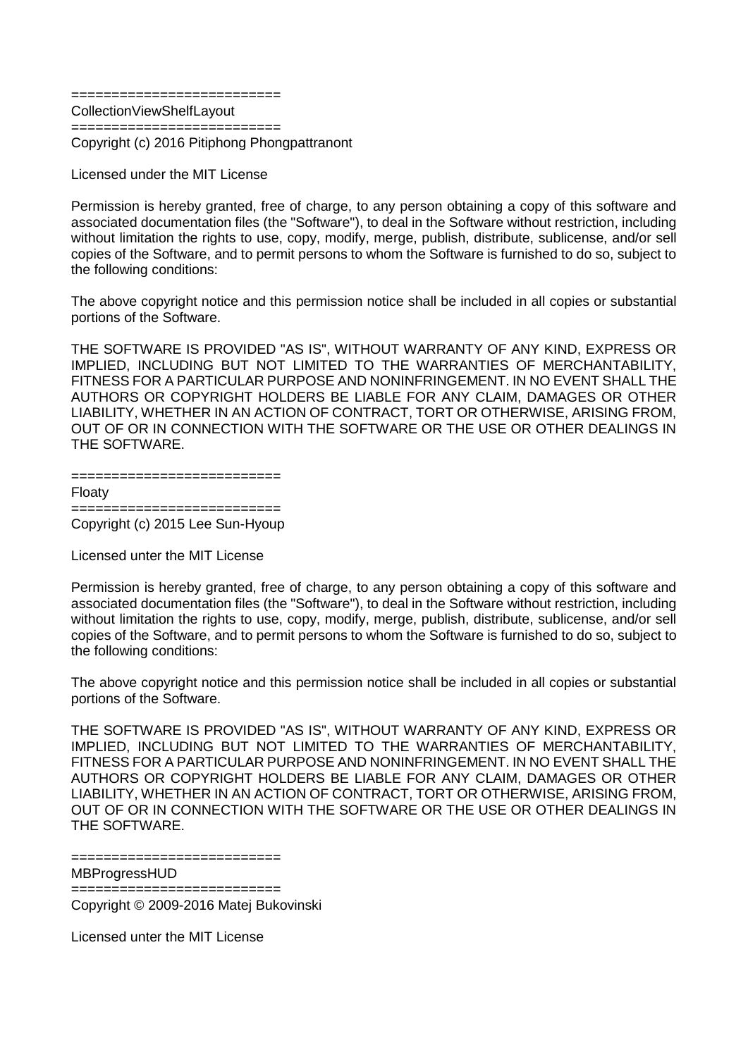=========================
CollectionViewShelfLayout
=========================
Copyright (c) 2016 Pitiphong Phongpattranont

Licensed under the MIT License

Permission is hereby granted, free of charge, to any person obtaining a copy of this software and associated documentation files (the "Software"), to deal in the Software without restriction, including without limitation the rights to use, copy, modify, merge, publish, distribute, sublicense, and/or sell copies of the Software, and to permit persons to whom the Software is furnished to do so, subject to the following conditions:

The above copyright notice and this permission notice shall be included in all copies or substantial portions of the Software.

THE SOFTWARE IS PROVIDED "AS IS", WITHOUT WARRANTY OF ANY KIND, EXPRESS OR IMPLIED, INCLUDING BUT NOT LIMITED TO THE WARRANTIES OF MERCHANTABILITY, FITNESS FOR A PARTICULAR PURPOSE AND NONINFRINGEMENT. IN NO EVENT SHALL THE AUTHORS OR COPYRIGHT HOLDERS BE LIABLE FOR ANY CLAIM, DAMAGES OR OTHER LIABILITY, WHETHER IN AN ACTION OF CONTRACT, TORT OR OTHERWISE, ARISING FROM, OUT OF OR IN CONNECTION WITH THE SOFTWARE OR THE USE OR OTHER DEALINGS IN THE SOFTWARE.

=========================
Floaty
=========================
Copyright (c) 2015 Lee Sun-Hyoup

Licensed unter the MIT License

Permission is hereby granted, free of charge, to any person obtaining a copy of this software and associated documentation files (the "Software"), to deal in the Software without restriction, including without limitation the rights to use, copy, modify, merge, publish, distribute, sublicense, and/or sell copies of the Software, and to permit persons to whom the Software is furnished to do so, subject to the following conditions:

The above copyright notice and this permission notice shall be included in all copies or substantial portions of the Software.

THE SOFTWARE IS PROVIDED "AS IS", WITHOUT WARRANTY OF ANY KIND, EXPRESS OR IMPLIED, INCLUDING BUT NOT LIMITED TO THE WARRANTIES OF MERCHANTABILITY, FITNESS FOR A PARTICULAR PURPOSE AND NONINFRINGEMENT. IN NO EVENT SHALL THE AUTHORS OR COPYRIGHT HOLDERS BE LIABLE FOR ANY CLAIM, DAMAGES OR OTHER LIABILITY, WHETHER IN AN ACTION OF CONTRACT, TORT OR OTHERWISE, ARISING FROM, OUT OF OR IN CONNECTION WITH THE SOFTWARE OR THE USE OR OTHER DEALINGS IN THE SOFTWARE.

=========================
MBProgressHUD
=========================
Copyright © 2009-2016 Matej Bukovinski

Licensed unter the MIT License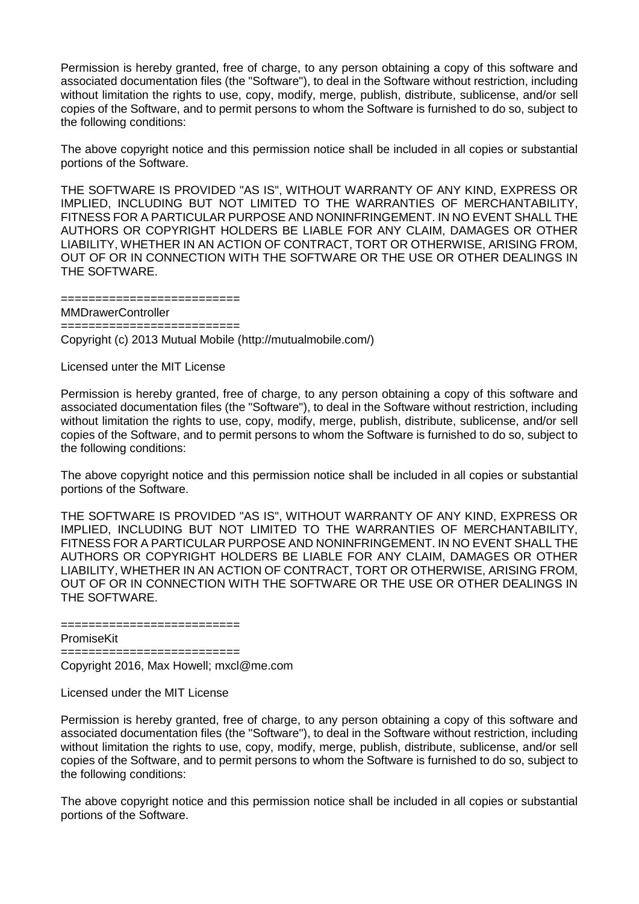Permission is hereby granted, free of charge, to any person obtaining a copy of this software and associated documentation files (the "Software"), to deal in the Software without restriction, including without limitation the rights to use, copy, modify, merge, publish, distribute, sublicense, and/or sell copies of the Software, and to permit persons to whom the Software is furnished to do so, subject to the following conditions:

The above copyright notice and this permission notice shall be included in all copies or substantial portions of the Software.

THE SOFTWARE IS PROVIDED "AS IS", WITHOUT WARRANTY OF ANY KIND, EXPRESS OR IMPLIED, INCLUDING BUT NOT LIMITED TO THE WARRANTIES OF MERCHANTABILITY, FITNESS FOR A PARTICULAR PURPOSE AND NONINFRINGEMENT. IN NO EVENT SHALL THE AUTHORS OR COPYRIGHT HOLDERS BE LIABLE FOR ANY CLAIM, DAMAGES OR OTHER LIABILITY, WHETHER IN AN ACTION OF CONTRACT, TORT OR OTHERWISE, ARISING FROM, OUT OF OR IN CONNECTION WITH THE SOFTWARE OR THE USE OR OTHER DEALINGS IN THE SOFTWARE.

=========================
MMDrawerController
=========================
Copyright (c) 2013 Mutual Mobile (http://mutualmobile.com/)

Licensed unter the MIT License

Permission is hereby granted, free of charge, to any person obtaining a copy of this software and associated documentation files (the "Software"), to deal in the Software without restriction, including without limitation the rights to use, copy, modify, merge, publish, distribute, sublicense, and/or sell copies of the Software, and to permit persons to whom the Software is furnished to do so, subject to the following conditions:

The above copyright notice and this permission notice shall be included in all copies or substantial portions of the Software.

THE SOFTWARE IS PROVIDED "AS IS", WITHOUT WARRANTY OF ANY KIND, EXPRESS OR IMPLIED, INCLUDING BUT NOT LIMITED TO THE WARRANTIES OF MERCHANTABILITY, FITNESS FOR A PARTICULAR PURPOSE AND NONINFRINGEMENT. IN NO EVENT SHALL THE AUTHORS OR COPYRIGHT HOLDERS BE LIABLE FOR ANY CLAIM, DAMAGES OR OTHER LIABILITY, WHETHER IN AN ACTION OF CONTRACT, TORT OR OTHERWISE, ARISING FROM, OUT OF OR IN CONNECTION WITH THE SOFTWARE OR THE USE OR OTHER DEALINGS IN THE SOFTWARE.

=========================
PromiseKit
=========================
Copyright 2016, Max Howell; mxcl@me.com

Licensed under the MIT License

Permission is hereby granted, free of charge, to any person obtaining a copy of this software and associated documentation files (the "Software"), to deal in the Software without restriction, including without limitation the rights to use, copy, modify, merge, publish, distribute, sublicense, and/or sell copies of the Software, and to permit persons to whom the Software is furnished to do so, subject to the following conditions:

The above copyright notice and this permission notice shall be included in all copies or substantial portions of the Software.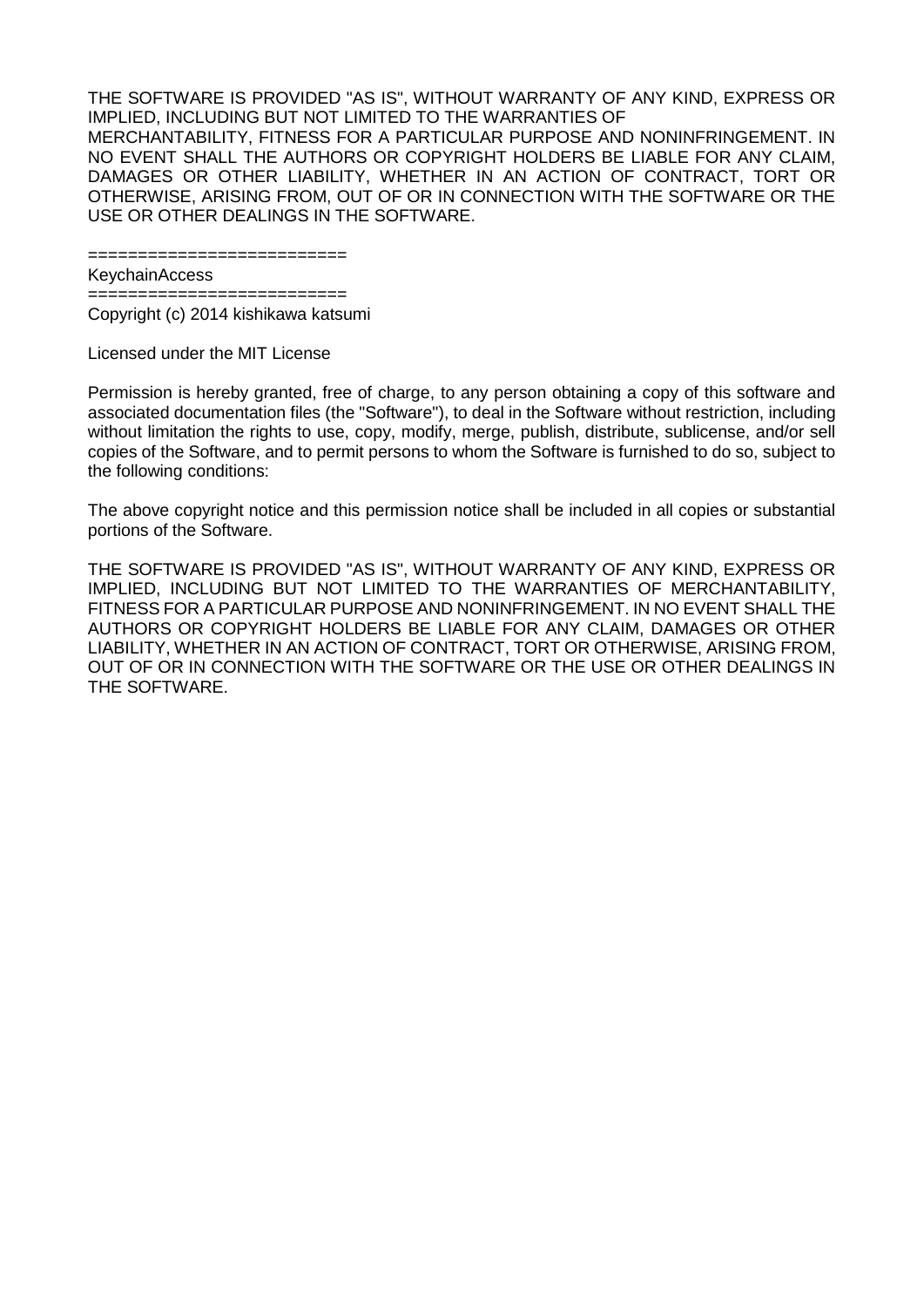THE SOFTWARE IS PROVIDED "AS IS", WITHOUT WARRANTY OF ANY KIND, EXPRESS OR IMPLIED, INCLUDING BUT NOT LIMITED TO THE WARRANTIES OF MERCHANTABILITY, FITNESS FOR A PARTICULAR PURPOSE AND NONINFRINGEMENT. IN NO EVENT SHALL THE AUTHORS OR COPYRIGHT HOLDERS BE LIABLE FOR ANY CLAIM, DAMAGES OR OTHER LIABILITY, WHETHER IN AN ACTION OF CONTRACT, TORT OR OTHERWISE, ARISING FROM, OUT OF OR IN CONNECTION WITH THE SOFTWARE OR THE USE OR OTHER DEALINGS IN THE SOFTWARE.

=========================

KeychainAccess

=========================

Copyright (c) 2014 kishikawa katsumi

Licensed under the MIT License

Permission is hereby granted, free of charge, to any person obtaining a copy of this software and associated documentation files (the "Software"), to deal in the Software without restriction, including without limitation the rights to use, copy, modify, merge, publish, distribute, sublicense, and/or sell copies of the Software, and to permit persons to whom the Software is furnished to do so, subject to the following conditions:

The above copyright notice and this permission notice shall be included in all copies or substantial portions of the Software.

THE SOFTWARE IS PROVIDED "AS IS", WITHOUT WARRANTY OF ANY KIND, EXPRESS OR IMPLIED, INCLUDING BUT NOT LIMITED TO THE WARRANTIES OF MERCHANTABILITY, FITNESS FOR A PARTICULAR PURPOSE AND NONINFRINGEMENT. IN NO EVENT SHALL THE AUTHORS OR COPYRIGHT HOLDERS BE LIABLE FOR ANY CLAIM, DAMAGES OR OTHER LIABILITY, WHETHER IN AN ACTION OF CONTRACT, TORT OR OTHERWISE, ARISING FROM, OUT OF OR IN CONNECTION WITH THE SOFTWARE OR THE USE OR OTHER DEALINGS IN THE SOFTWARE.